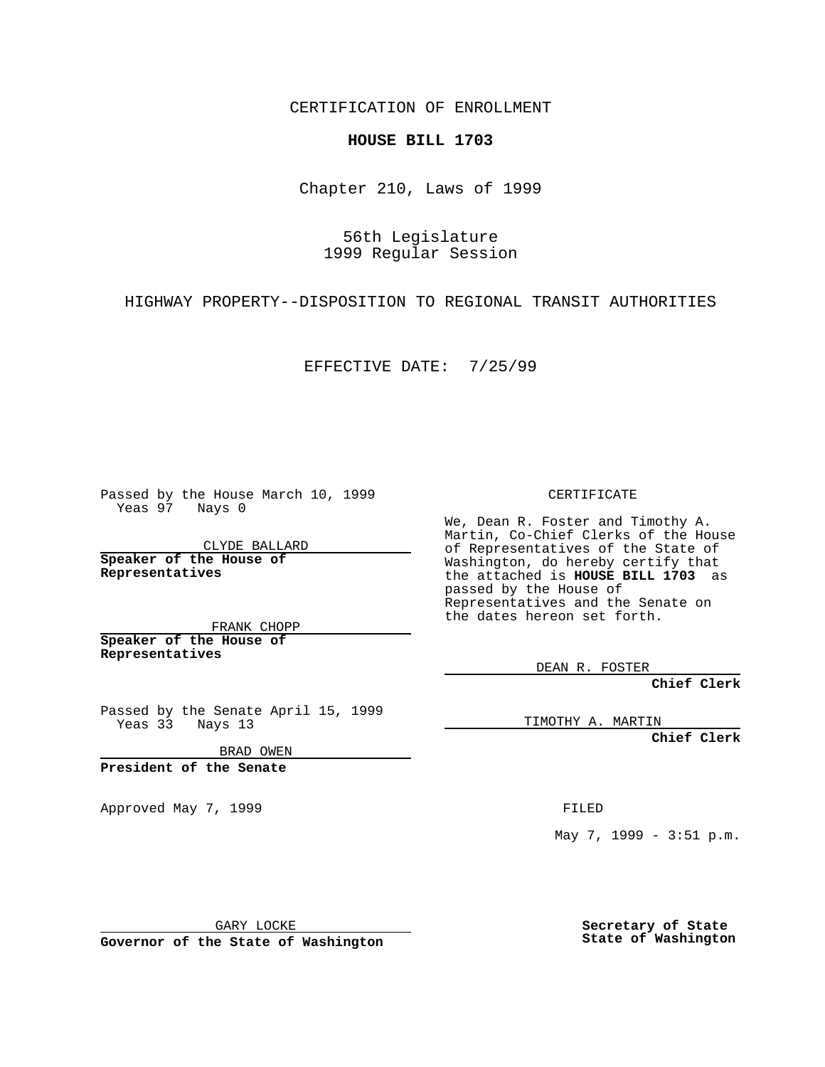CERTIFICATION OF ENROLLMENT

**HOUSE BILL 1703**

Chapter 210, Laws of 1999

56th Legislature
1999 Regular Session

HIGHWAY PROPERTY--DISPOSITION TO REGIONAL TRANSIT AUTHORITIES

EFFECTIVE DATE: 7/25/99

Passed by the House March 10, 1999
Yeas 97 Nays 0

CLYDE BALLARD

**Speaker of the House of Representatives**

FRANK CHOPP

**Speaker of the House of Representatives**

Passed by the Senate April 15, 1999
Yeas 33 Nays 13

BRAD OWEN

**President of the Senate**

Approved May 7, 1999

GARY LOCKE

**Governor of the State of Washington**

CERTIFICATE

We, Dean R. Foster and Timothy A. Martin, Co-Chief Clerks of the House of Representatives of the State of Washington, do hereby certify that the attached is **HOUSE BILL 1703** as passed by the House of Representatives and the Senate on the dates hereon set forth.

DEAN R. FOSTER

**Chief Clerk**

TIMOTHY A. MARTIN

**Chief Clerk**

FILED

May 7, 1999 - 3:51 p.m.

**Secretary of State**
**State of Washington**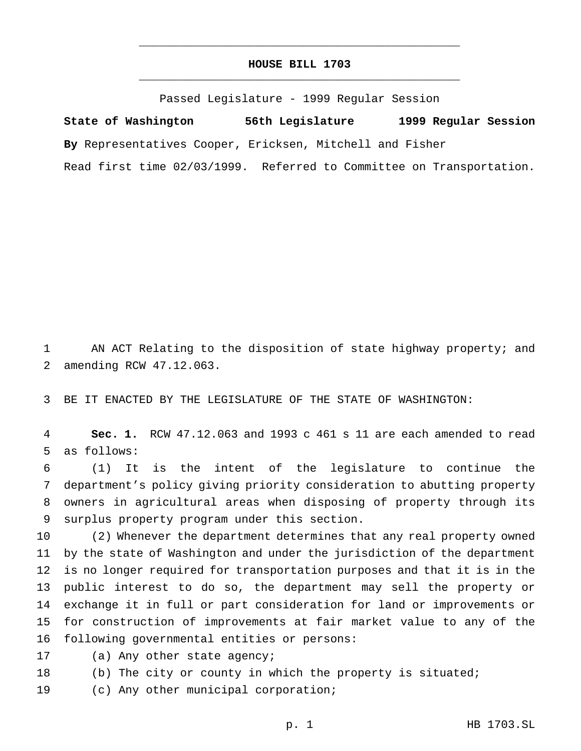# HOUSE BILL 1703

Passed Legislature - 1999 Regular Session

**State of Washington 56th Legislature 1999 Regular Session**

**By** Representatives Cooper, Ericksen, Mitchell and Fisher

Read first time 02/03/1999. Referred to Committee on Transportation.

AN ACT Relating to the disposition of state highway property; and amending RCW 47.12.063.

BE IT ENACTED BY THE LEGISLATURE OF THE STATE OF WASHINGTON:

**Sec. 1.** RCW 47.12.063 and 1993 c 461 s 11 are each amended to read as follows:

(1) It is the intent of the legislature to continue the department's policy giving priority consideration to abutting property owners in agricultural areas when disposing of property through its surplus property program under this section.

(2) Whenever the department determines that any real property owned by the state of Washington and under the jurisdiction of the department is no longer required for transportation purposes and that it is in the public interest to do so, the department may sell the property or exchange it in full or part consideration for land or improvements or for construction of improvements at fair market value to any of the following governmental entities or persons:

(a) Any other state agency;

(b) The city or county in which the property is situated;

(c) Any other municipal corporation;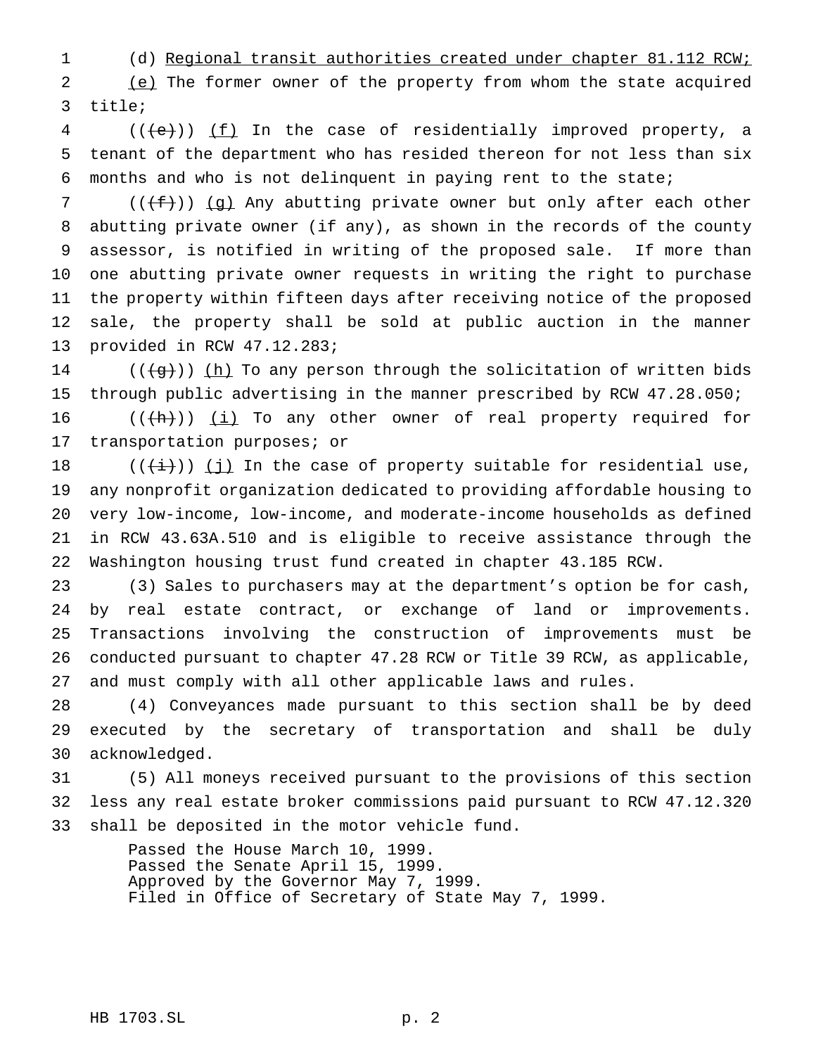(d) Regional transit authorities created under chapter 81.112 RCW;

(e) The former owner of the property from whom the state acquired title;

(((e))) (f) In the case of residentially improved property, a tenant of the department who has resided thereon for not less than six months and who is not delinquent in paying rent to the state;

(((f))) (g) Any abutting private owner but only after each other abutting private owner (if any), as shown in the records of the county assessor, is notified in writing of the proposed sale. If more than one abutting private owner requests in writing the right to purchase the property within fifteen days after receiving notice of the proposed sale, the property shall be sold at public auction in the manner provided in RCW 47.12.283;

(((g))) (h) To any person through the solicitation of written bids through public advertising in the manner prescribed by RCW 47.28.050;

(((h))) (i) To any other owner of real property required for transportation purposes; or

(((i))) (j) In the case of property suitable for residential use, any nonprofit organization dedicated to providing affordable housing to very low-income, low-income, and moderate-income households as defined in RCW 43.63A.510 and is eligible to receive assistance through the Washington housing trust fund created in chapter 43.185 RCW.

(3) Sales to purchasers may at the department's option be for cash, by real estate contract, or exchange of land or improvements. Transactions involving the construction of improvements must be conducted pursuant to chapter 47.28 RCW or Title 39 RCW, as applicable, and must comply with all other applicable laws and rules.

(4) Conveyances made pursuant to this section shall be by deed executed by the secretary of transportation and shall be duly acknowledged.

(5) All moneys received pursuant to the provisions of this section less any real estate broker commissions paid pursuant to RCW 47.12.320 shall be deposited in the motor vehicle fund.

Passed the House March 10, 1999.
Passed the Senate April 15, 1999.
Approved by the Governor May 7, 1999.
Filed in Office of Secretary of State May 7, 1999.